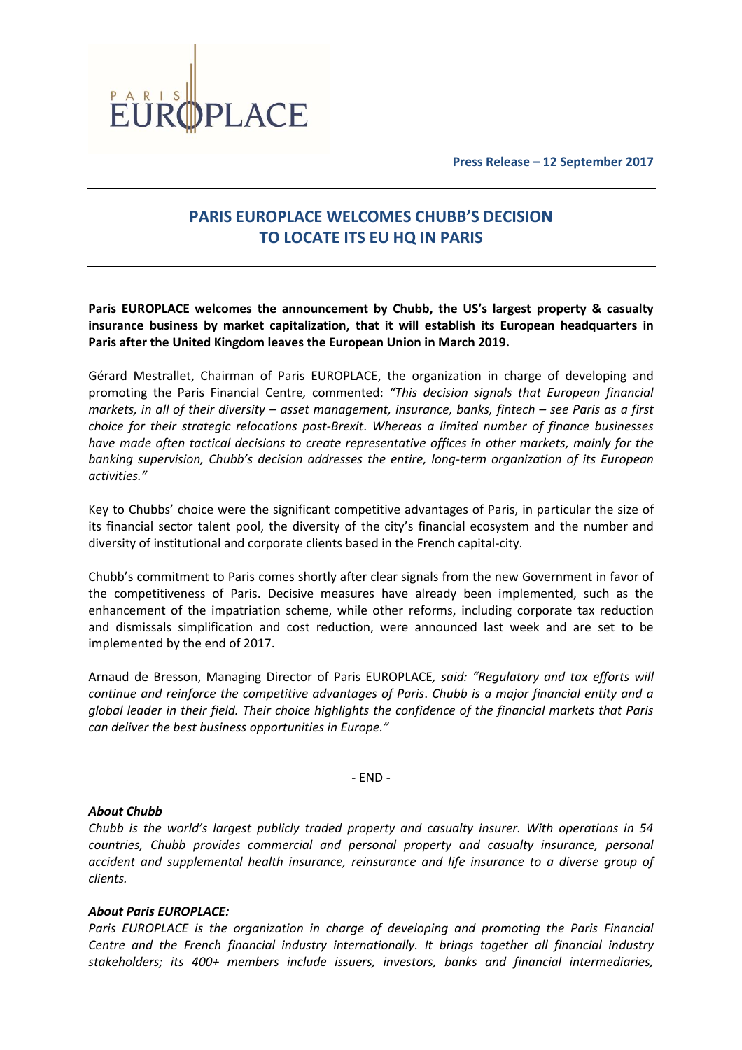**Press Release – 12 September 2017**

# PARIS EUROPLACE WELCOMES CHUBB'S DECISION TO LOCATE ITS EU HQ IN PARIS

**Paris EUROPLACE welcomes the announcement by Chubb, the US's largest property & casualty insurance business by market capitalization, that it will establish its European headquarters in Paris after the United Kingdom leaves the European Union in March 2019.**

Gérard Mestrallet, Chairman of Paris EUROPLACE, the organization in charge of developing and promoting the Paris Financial Centre, commented: *"This decision signals that European financial markets, in all of their diversity – asset management, insurance, banks, fintech – see Paris as a first choice for their strategic relocations post-Brexit. Whereas a limited number of finance businesses have made often tactical decisions to create representative offices in other markets, mainly for the banking supervision, Chubb's decision addresses the entire, long-term organization of its European activities."*

Key to Chubbs' choice were the significant competitive advantages of Paris, in particular the size of its financial sector talent pool, the diversity of the city's financial ecosystem and the number and diversity of institutional and corporate clients based in the French capital-city.

Chubb's commitment to Paris comes shortly after clear signals from the new Government in favor of the competitiveness of Paris. Decisive measures have already been implemented, such as the enhancement of the impatriation scheme, while other reforms, including corporate tax reduction and dismissals simplification and cost reduction, were announced last week and are set to be implemented by the end of 2017.

Arnaud de Bresson, Managing Director of Paris EUROPLACE, said: *"Regulatory and tax efforts will continue and reinforce the competitive advantages of Paris. Chubb is a major financial entity and a global leader in their field. Their choice highlights the confidence of the financial markets that Paris can deliver the best business opportunities in Europe."*

- END -

***About Chubb***

*Chubb is the world's largest publicly traded property and casualty insurer. With operations in 54 countries, Chubb provides commercial and personal property and casualty insurance, personal accident and supplemental health insurance, reinsurance and life insurance to a diverse group of clients.*

***About Paris EUROPLACE:***

*Paris EUROPLACE is the organization in charge of developing and promoting the Paris Financial Centre and the French financial industry internationally. It brings together all financial industry stakeholders; its 400+ members include issuers, investors, banks and financial intermediaries,*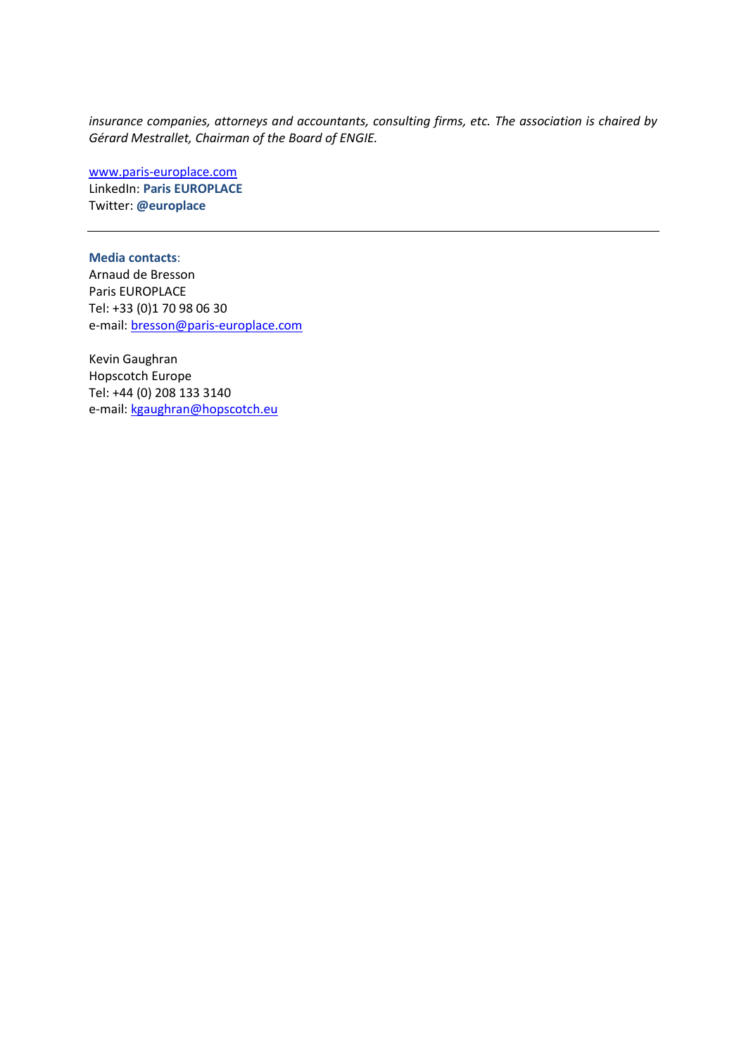*insurance companies, attorneys and accountants, consulting firms, etc. The association is chaired by Gérard Mestrallet, Chairman of the Board of ENGIE.*

www.paris-europlace.com
LinkedIn: **Paris EUROPLACE**
Twitter: **@europlace**

---

**Media contacts**:
Arnaud de Bresson
Paris EUROPLACE
Tel: +33 (0)1 70 98 06 30
e-mail: bresson@paris-europlace.com

Kevin Gaughran
Hopscotch Europe
Tel: +44 (0) 208 133 3140
e-mail: kgaughran@hopscotch.eu